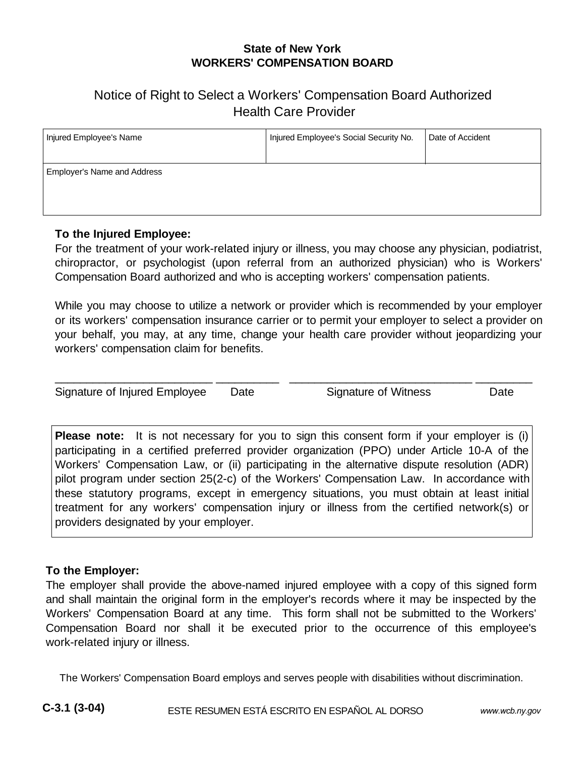**State of New York**
**WORKERS' COMPENSATION BOARD**

# Notice of Right to Select a Workers' Compensation Board Authorized Health Care Provider

| Injured Employee's Name | Injured Employee's Social Security No. | Date of Accident |
|---|---|---|
| Employer's Name and Address | | |

**To the Injured Employee:**

For the treatment of your work-related injury or illness, you may choose any physician, podiatrist, chiropractor, or psychologist (upon referral from an authorized physician) who is Workers' Compensation Board authorized and who is accepting workers' compensation patients.

While you may choose to utilize a network or provider which is recommended by your employer or its workers' compensation insurance carrier or to permit your employer to select a provider on your behalf, you may, at any time, change your health care provider without jeopardizing your workers' compensation claim for benefits.

\_\_\_\_\_\_\_\_\_\_\_\_\_\_\_\_\_\_\_\_\_\_\_\_ \_\_\_\_\_\_\_\_\_\_ \_\_\_\_\_\_\_\_\_\_\_\_\_\_\_\_\_\_\_\_\_\_\_\_\_\_\_\_ \_\_\_\_\_\_\_\_\_

Signature of Injured Employee Date Signature of Witness Date

**Please note:** It is not necessary for you to sign this consent form if your employer is (i) participating in a certified preferred provider organization (PPO) under Article 10-A of the Workers' Compensation Law, or (ii) participating in the alternative dispute resolution (ADR) pilot program under section 25(2-c) of the Workers' Compensation Law. In accordance with these statutory programs, except in emergency situations, you must obtain at least initial treatment for any workers' compensation injury or illness from the certified network(s) or providers designated by your employer.

**To the Employer:**

The employer shall provide the above-named injured employee with a copy of this signed form and shall maintain the original form in the employer's records where it may be inspected by the Workers' Compensation Board at any time. This form shall not be submitted to the Workers' Compensation Board nor shall it be executed prior to the occurrence of this employee's work-related injury or illness.

The Workers' Compensation Board employs and serves people with disabilities without discrimination.

**C-3.1 (3-04)** ESTE RESUMEN ESTÁ ESCRITO EN ESPAÑOL AL DORSO *www.wcb.ny.gov*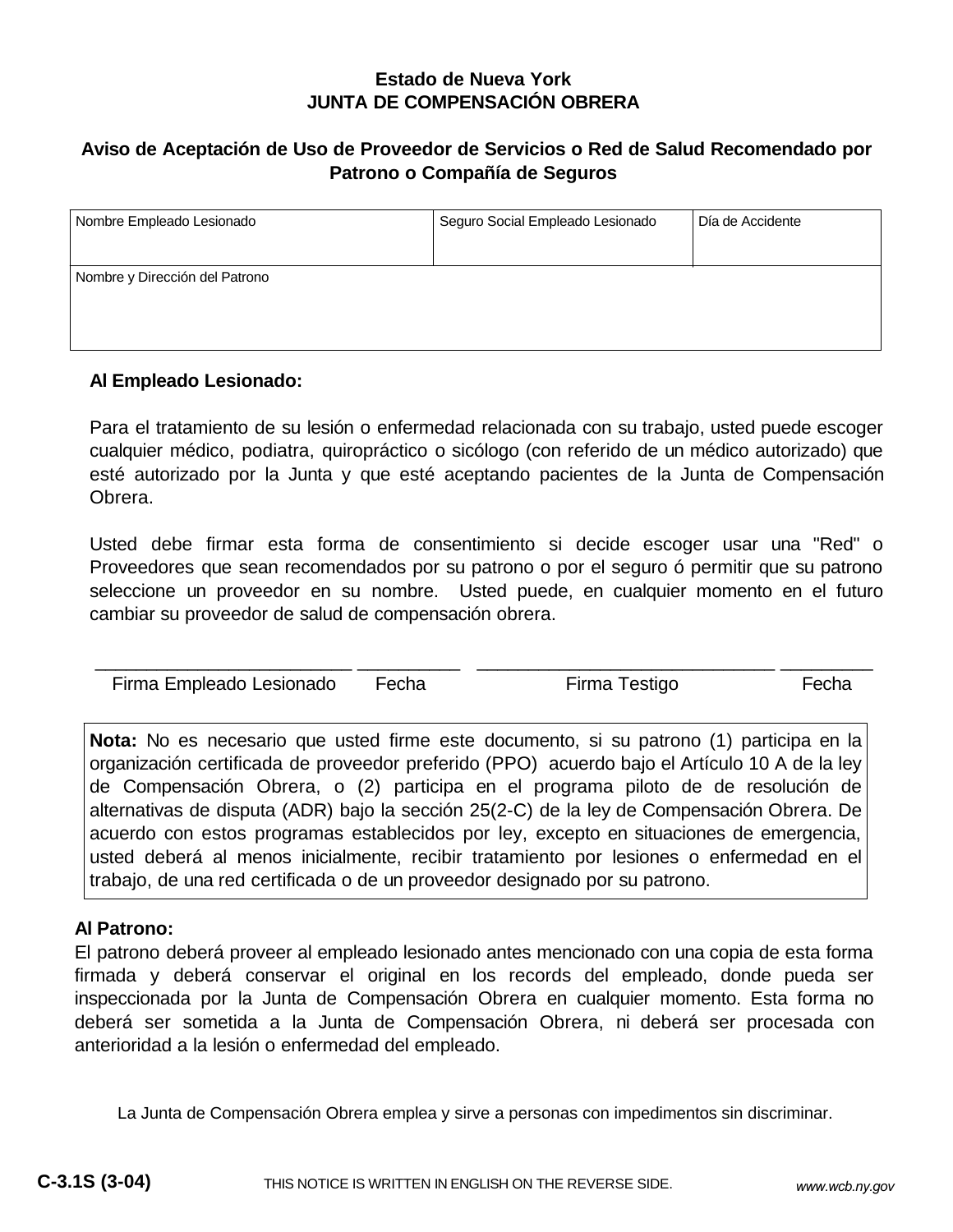**Estado de Nueva York**
**JUNTA DE COMPENSACIÓN OBRERA**

## Aviso de Aceptación de Uso de Proveedor de Servicios o Red de Salud Recomendado por Patrono o Compañía de Seguros

| Nombre Empleado Lesionado | Seguro Social Empleado Lesionado | Día de Accidente |
|---|---|---|
| Nombre y Dirección del Patrono | | |

### Al Empleado Lesionado:

Para el tratamiento de su lesión o enfermedad relacionada con su trabajo, usted puede escoger cualquier médico, podiatra, quiropráctico o sicólogo (con referido de un médico autorizado) que esté autorizado por la Junta y que esté aceptando pacientes de la Junta de Compensación Obrera.

Usted debe firmar esta forma de consentimiento si decide escoger usar una "Red" o Proveedores que sean recomendados por su patrono o por el seguro ó permitir que su patrono seleccione un proveedor en su nombre. Usted puede, en cualquier momento en el futuro cambiar su proveedor de salud de compensación obrera.

_________________________ __________ _____________________________ _________
Firma Empleado Lesionado    Fecha    Firma Testigo    Fecha

**Nota:** No es necesario que usted firme este documento, si su patrono (1) participa en la organización certificada de proveedor preferido (PPO) acuerdo bajo el Artículo 10 A de la ley de Compensación Obrera, o (2) participa en el programa piloto de de resolución de alternativas de disputa (ADR) bajo la sección 25(2-C) de la ley de Compensación Obrera. De acuerdo con estos programas establecidos por ley, excepto en situaciones de emergencia, usted deberá al menos inicialmente, recibir tratamiento por lesiones o enfermedad en el trabajo, de una red certificada o de un proveedor designado por su patrono.

### Al Patrono:

El patrono deberá proveer al empleado lesionado antes mencionado con una copia de esta forma firmada y deberá conservar el original en los records del empleado, donde pueda ser inspeccionada por la Junta de Compensación Obrera en cualquier momento. Esta forma no deberá ser sometida a la Junta de Compensación Obrera, ni deberá ser procesada con anterioridad a la lesión o enfermedad del empleado.

La Junta de Compensación Obrera emplea y sirve a personas con impedimentos sin discriminar.

**C-3.1S (3-04)** THIS NOTICE IS WRITTEN IN ENGLISH ON THE REVERSE SIDE. *www.wcb.ny.gov*